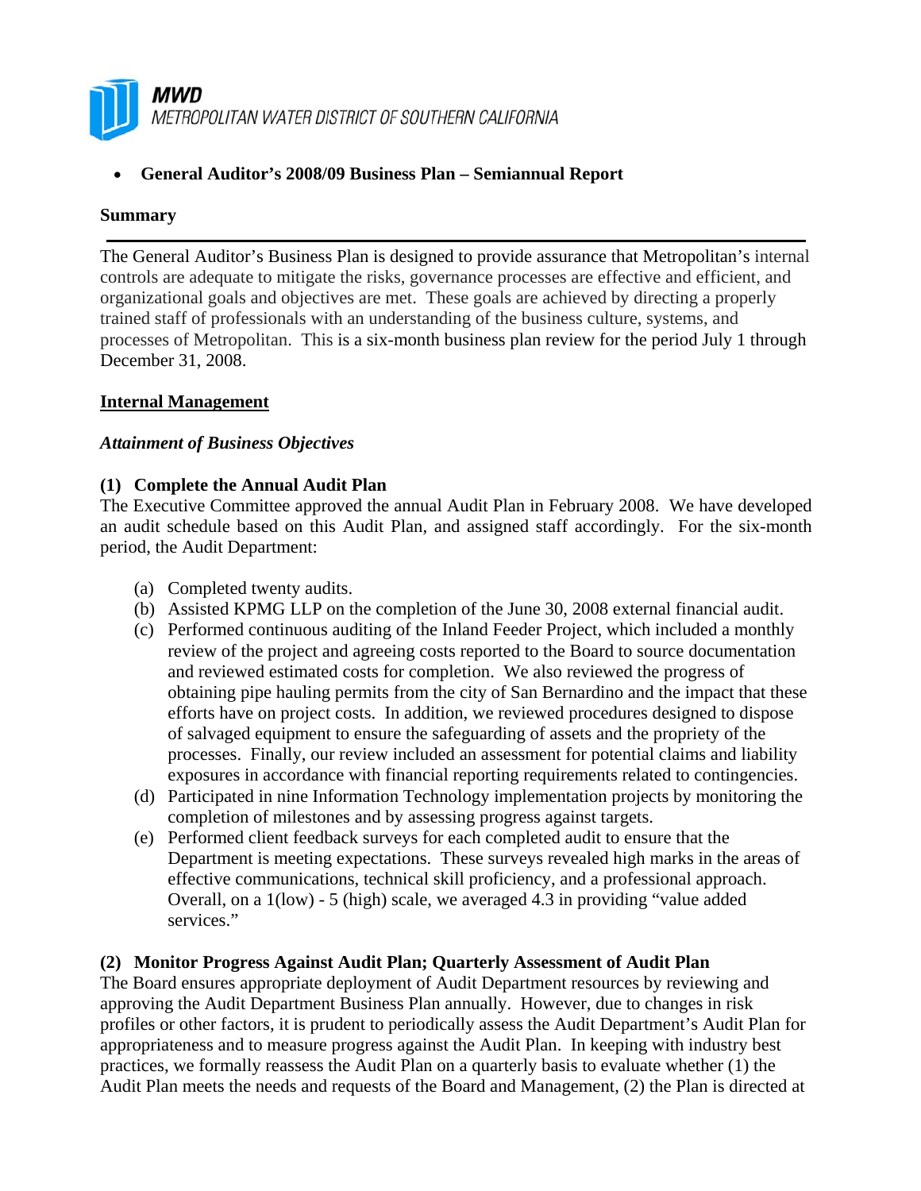**MWD**
METROPOLITAN WATER DISTRICT OF SOUTHERN CALIFORNIA

- **General Auditor's 2008/09 Business Plan – Semiannual Report**

## Summary

The General Auditor's Business Plan is designed to provide assurance that Metropolitan's internal controls are adequate to mitigate the risks, governance processes are effective and efficient, and organizational goals and objectives are met. These goals are achieved by directing a properly trained staff of professionals with an understanding of the business culture, systems, and processes of Metropolitan. This is a six-month business plan review for the period July 1 through December 31, 2008.

## Internal Management

### *Attainment of Business Objectives*

**(1) Complete the Annual Audit Plan**

The Executive Committee approved the annual Audit Plan in February 2008. We have developed an audit schedule based on this Audit Plan, and assigned staff accordingly. For the six-month period, the Audit Department:

(a) Completed twenty audits.

(b) Assisted KPMG LLP on the completion of the June 30, 2008 external financial audit.

(c) Performed continuous auditing of the Inland Feeder Project, which included a monthly review of the project and agreeing costs reported to the Board to source documentation and reviewed estimated costs for completion. We also reviewed the progress of obtaining pipe hauling permits from the city of San Bernardino and the impact that these efforts have on project costs. In addition, we reviewed procedures designed to dispose of salvaged equipment to ensure the safeguarding of assets and the propriety of the processes. Finally, our review included an assessment for potential claims and liability exposures in accordance with financial reporting requirements related to contingencies.

(d) Participated in nine Information Technology implementation projects by monitoring the completion of milestones and by assessing progress against targets.

(e) Performed client feedback surveys for each completed audit to ensure that the Department is meeting expectations. These surveys revealed high marks in the areas of effective communications, technical skill proficiency, and a professional approach. Overall, on a 1(low) - 5 (high) scale, we averaged 4.3 in providing "value added services."

**(2) Monitor Progress Against Audit Plan; Quarterly Assessment of Audit Plan**

The Board ensures appropriate deployment of Audit Department resources by reviewing and approving the Audit Department Business Plan annually. However, due to changes in risk profiles or other factors, it is prudent to periodically assess the Audit Department's Audit Plan for appropriateness and to measure progress against the Audit Plan. In keeping with industry best practices, we formally reassess the Audit Plan on a quarterly basis to evaluate whether (1) the Audit Plan meets the needs and requests of the Board and Management, (2) the Plan is directed at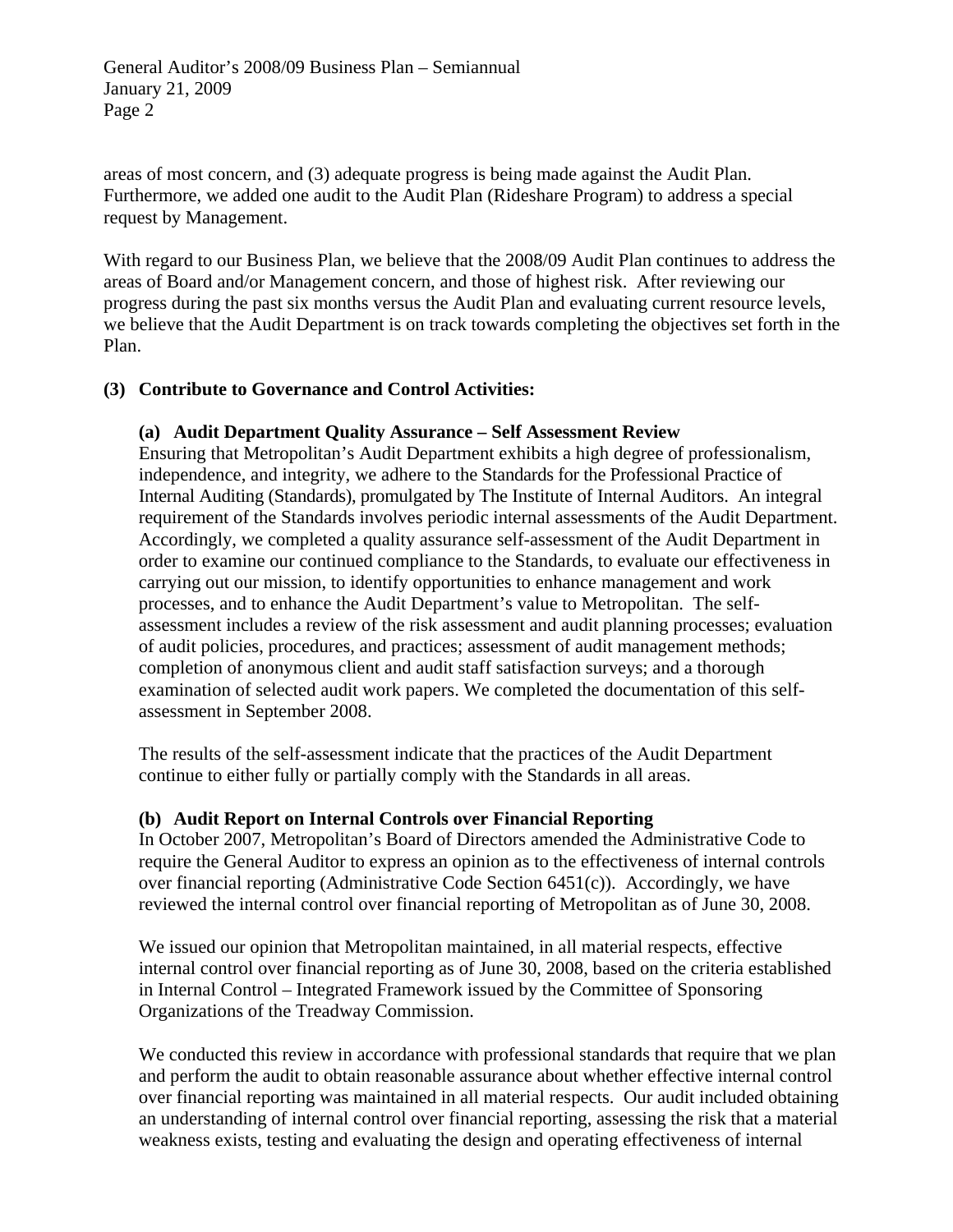areas of most concern, and (3) adequate progress is being made against the Audit Plan. Furthermore, we added one audit to the Audit Plan (Rideshare Program) to address a special request by Management.

With regard to our Business Plan, we believe that the 2008/09 Audit Plan continues to address the areas of Board and/or Management concern, and those of highest risk. After reviewing our progress during the past six months versus the Audit Plan and evaluating current resource levels, we believe that the Audit Department is on track towards completing the objectives set forth in the Plan.

**(3) Contribute to Governance and Control Activities:**

**(a) Audit Department Quality Assurance – Self Assessment Review**

Ensuring that Metropolitan's Audit Department exhibits a high degree of professionalism, independence, and integrity, we adhere to the Standards for the Professional Practice of Internal Auditing (Standards), promulgated by The Institute of Internal Auditors. An integral requirement of the Standards involves periodic internal assessments of the Audit Department. Accordingly, we completed a quality assurance self-assessment of the Audit Department in order to examine our continued compliance to the Standards, to evaluate our effectiveness in carrying out our mission, to identify opportunities to enhance management and work processes, and to enhance the Audit Department's value to Metropolitan. The self-assessment includes a review of the risk assessment and audit planning processes; evaluation of audit policies, procedures, and practices; assessment of audit management methods; completion of anonymous client and audit staff satisfaction surveys; and a thorough examination of selected audit work papers. We completed the documentation of this self-assessment in September 2008.

The results of the self-assessment indicate that the practices of the Audit Department continue to either fully or partially comply with the Standards in all areas.

**(b) Audit Report on Internal Controls over Financial Reporting**

In October 2007, Metropolitan's Board of Directors amended the Administrative Code to require the General Auditor to express an opinion as to the effectiveness of internal controls over financial reporting (Administrative Code Section 6451(c)). Accordingly, we have reviewed the internal control over financial reporting of Metropolitan as of June 30, 2008.

We issued our opinion that Metropolitan maintained, in all material respects, effective internal control over financial reporting as of June 30, 2008, based on the criteria established in Internal Control – Integrated Framework issued by the Committee of Sponsoring Organizations of the Treadway Commission.

We conducted this review in accordance with professional standards that require that we plan and perform the audit to obtain reasonable assurance about whether effective internal control over financial reporting was maintained in all material respects. Our audit included obtaining an understanding of internal control over financial reporting, assessing the risk that a material weakness exists, testing and evaluating the design and operating effectiveness of internal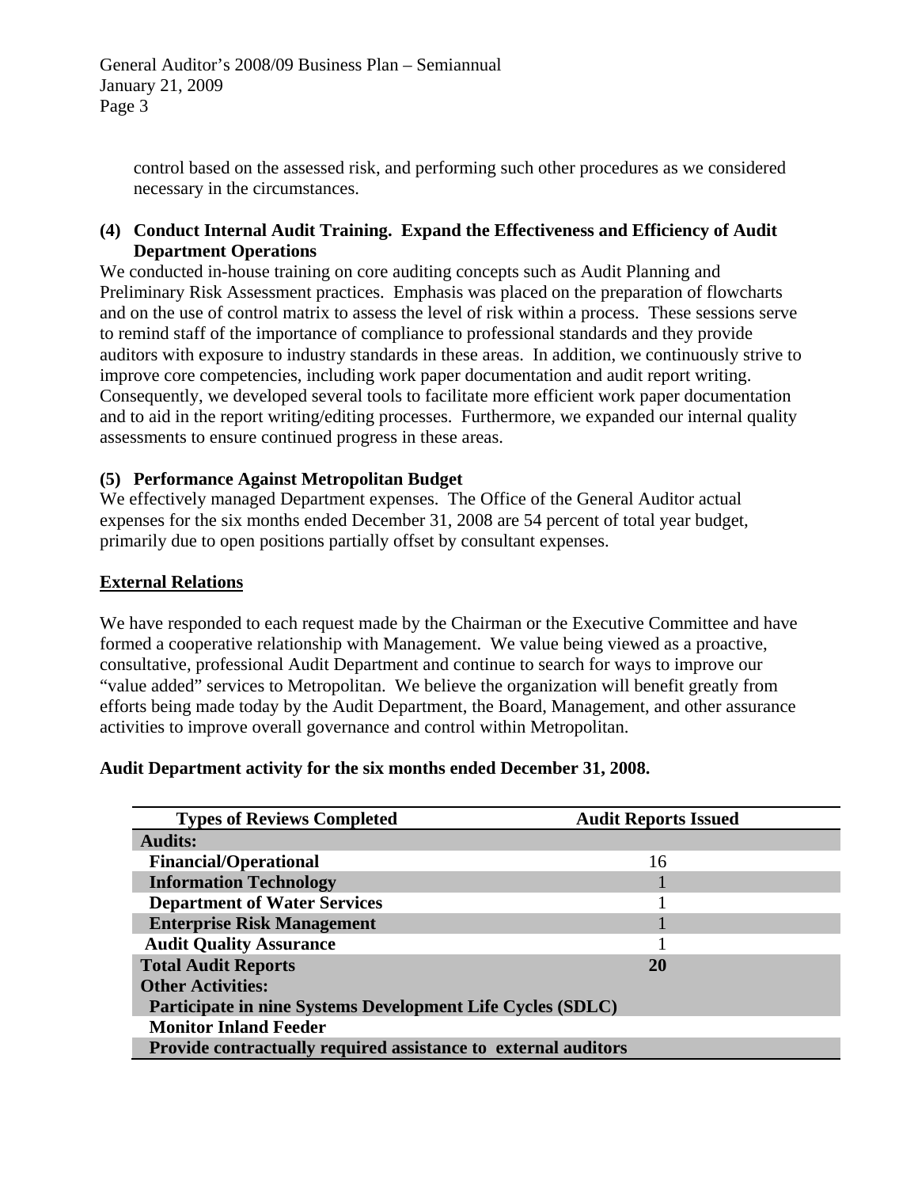control based on the assessed risk, and performing such other procedures as we considered necessary in the circumstances.

**(4) Conduct Internal Audit Training. Expand the Effectiveness and Efficiency of Audit Department Operations**

We conducted in-house training on core auditing concepts such as Audit Planning and Preliminary Risk Assessment practices. Emphasis was placed on the preparation of flowcharts and on the use of control matrix to assess the level of risk within a process. These sessions serve to remind staff of the importance of compliance to professional standards and they provide auditors with exposure to industry standards in these areas. In addition, we continuously strive to improve core competencies, including work paper documentation and audit report writing. Consequently, we developed several tools to facilitate more efficient work paper documentation and to aid in the report writing/editing processes. Furthermore, we expanded our internal quality assessments to ensure continued progress in these areas.

**(5) Performance Against Metropolitan Budget**

We effectively managed Department expenses. The Office of the General Auditor actual expenses for the six months ended December 31, 2008 are 54 percent of total year budget, primarily due to open positions partially offset by consultant expenses.

**External Relations**

We have responded to each request made by the Chairman or the Executive Committee and have formed a cooperative relationship with Management. We value being viewed as a proactive, consultative, professional Audit Department and continue to search for ways to improve our "value added" services to Metropolitan. We believe the organization will benefit greatly from efforts being made today by the Audit Department, the Board, Management, and other assurance activities to improve overall governance and control within Metropolitan.

**Audit Department activity for the six months ended December 31, 2008.**

| Types of Reviews Completed | Audit Reports Issued |
|---|---|
| **Audits:** | |
| **Financial/Operational** | 16 |
| **Information Technology** | 1 |
| **Department of Water Services** | 1 |
| **Enterprise Risk Management** | 1 |
| **Audit Quality Assurance** | 1 |
| **Total Audit Reports** | **20** |
| **Other Activities:** | |
| **Participate in nine Systems Development Life Cycles (SDLC)** | |
| **Monitor Inland Feeder** | |
| **Provide contractually required assistance to external auditors** | |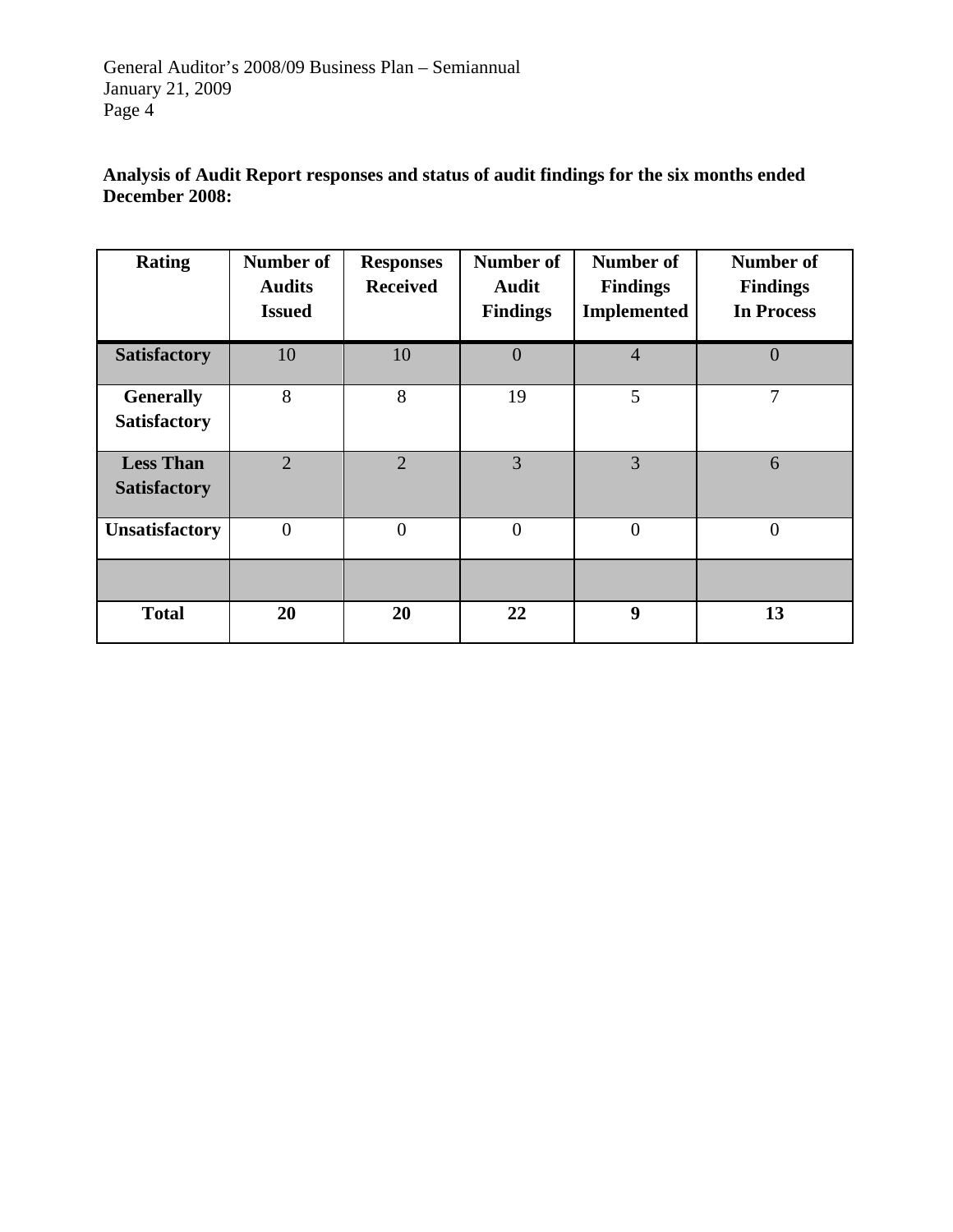**Analysis of Audit Report responses and status of audit findings for the six months ended December 2008:**

| Rating | Number of Audits Issued | Responses Received | Number of Audit Findings | Number of Findings Implemented | Number of Findings In Process |
|---|---|---|---|---|---|
| **Satisfactory** | 10 | 10 | 0 | 4 | 0 |
| **Generally Satisfactory** | 8 | 8 | 19 | 5 | 7 |
| **Less Than Satisfactory** | 2 | 2 | 3 | 3 | 6 |
| **Unsatisfactory** | 0 | 0 | 0 | 0 | 0 |
| | | | | | |
| **Total** | **20** | **20** | **22** | **9** | **13** |